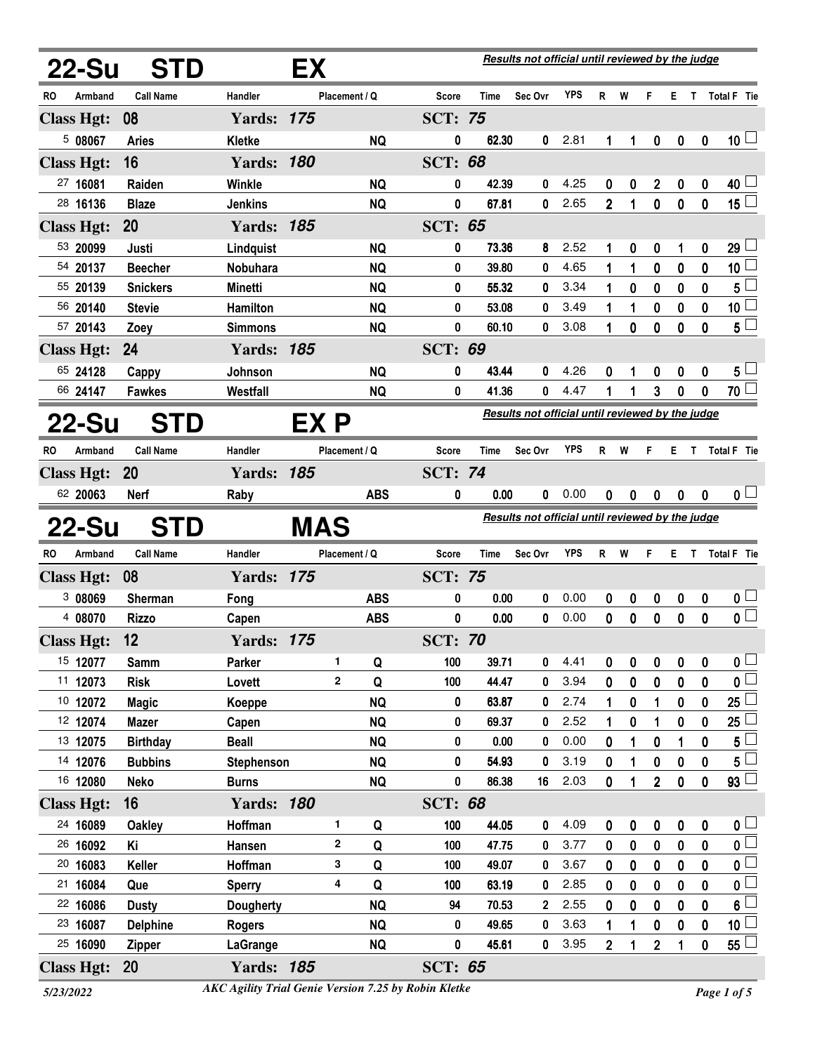## 22-Su STD EX

*Results not official until reviewed by the judge*

| RO | Armband | Call Name | Handler | Placement / Q | | Score | Time | Sec Ovr | YPS | R | W | F | E | T | Total F | Tie |
|---|---|---|---|---|---|---|---|---|---|---|---|---|---|---|---|---|
| **Class Hgt: 08** | | | **Yards: 175** | | | **SCT: 75** | | | | | | | | | | |
| 5 | 08067 | Aries | Kletke | | NQ | 0 | 62.30 | 0 | 2.81 | 1 | 1 | 0 | 0 | 0 | 10 | ☐ |
| **Class Hgt: 16** | | | **Yards: 180** | | | **SCT: 68** | | | | | | | | | | |
| 27 | 16081 | Raiden | Winkle | | NQ | 0 | 42.39 | 0 | 4.25 | 0 | 0 | 2 | 0 | 0 | 40 | ☐ |
| 28 | 16136 | Blaze | Jenkins | | NQ | 0 | 67.81 | 0 | 2.65 | 2 | 1 | 0 | 0 | 0 | 15 | ☐ |
| **Class Hgt: 20** | | | **Yards: 185** | | | **SCT: 65** | | | | | | | | | | |
| 53 | 20099 | Justi | Lindquist | | NQ | 0 | 73.36 | 8 | 2.52 | 1 | 0 | 0 | 1 | 0 | 29 | ☐ |
| 54 | 20137 | Beecher | Nobuhara | | NQ | 0 | 39.80 | 0 | 4.65 | 1 | 1 | 0 | 0 | 0 | 10 | ☐ |
| 55 | 20139 | Snickers | Minetti | | NQ | 0 | 55.32 | 0 | 3.34 | 1 | 0 | 0 | 0 | 0 | 5 | ☐ |
| 56 | 20140 | Stevie | Hamilton | | NQ | 0 | 53.08 | 0 | 3.49 | 1 | 1 | 0 | 0 | 0 | 10 | ☐ |
| 57 | 20143 | Zoey | Simmons | | NQ | 0 | 60.10 | 0 | 3.08 | 1 | 0 | 0 | 0 | 0 | 5 | ☐ |
| **Class Hgt: 24** | | | **Yards: 185** | | | **SCT: 69** | | | | | | | | | | |
| 65 | 24128 | Cappy | Johnson | | NQ | 0 | 43.44 | 0 | 4.26 | 0 | 1 | 0 | 0 | 0 | 5 | ☐ |
| 66 | 24147 | Fawkes | Westfall | | NQ | 0 | 41.36 | 0 | 4.47 | 1 | 1 | 3 | 0 | 0 | 70 | ☐ |

## 22-Su STD EX P

*Results not official until reviewed by the judge*

| RO | Armband | Call Name | Handler | Placement / Q | | Score | Time | Sec Ovr | YPS | R | W | F | E | T | Total F | Tie |
|---|---|---|---|---|---|---|---|---|---|---|---|---|---|---|---|---|
| **Class Hgt: 20** | | | **Yards: 185** | | | **SCT: 74** | | | | | | | | | | |
| 62 | 20063 | Nerf | Raby | | ABS | 0 | 0.00 | 0 | 0.00 | 0 | 0 | 0 | 0 | 0 | 0 | ☐ |

## 22-Su STD MAS

*Results not official until reviewed by the judge*

| RO | Armband | Call Name | Handler | Placement / Q | | Score | Time | Sec Ovr | YPS | R | W | F | E | T | Total F | Tie |
|---|---|---|---|---|---|---|---|---|---|---|---|---|---|---|---|---|
| **Class Hgt: 08** | | | **Yards: 175** | | | **SCT: 75** | | | | | | | | | | |
| 3 | 08069 | Sherman | Fong | | ABS | 0 | 0.00 | 0 | 0.00 | 0 | 0 | 0 | 0 | 0 | 0 | ☐ |
| 4 | 08070 | Rizzo | Capen | | ABS | 0 | 0.00 | 0 | 0.00 | 0 | 0 | 0 | 0 | 0 | 0 | ☐ |
| **Class Hgt: 12** | | | **Yards: 175** | | | **SCT: 70** | | | | | | | | | | |
| 15 | 12077 | Samm | Parker | 1 | Q | 100 | 39.71 | 0 | 4.41 | 0 | 0 | 0 | 0 | 0 | 0 | ☐ |
| 11 | 12073 | Risk | Lovett | 2 | Q | 100 | 44.47 | 0 | 3.94 | 0 | 0 | 0 | 0 | 0 | 0 | ☐ |
| 10 | 12072 | Magic | Koeppe | | NQ | 0 | 63.87 | 0 | 2.74 | 1 | 0 | 1 | 0 | 0 | 25 | ☐ |
| 12 | 12074 | Mazer | Capen | | NQ | 0 | 69.37 | 0 | 2.52 | 1 | 0 | 1 | 0 | 0 | 25 | ☐ |
| 13 | 12075 | Birthday | Beall | | NQ | 0 | 0.00 | 0 | 0.00 | 0 | 1 | 0 | 1 | 0 | 5 | ☐ |
| 14 | 12076 | Bubbins | Stephenson | | NQ | 0 | 54.93 | 0 | 3.19 | 0 | 1 | 0 | 0 | 0 | 5 | ☐ |
| 16 | 12080 | Neko | Burns | | NQ | 0 | 86.38 | 16 | 2.03 | 0 | 1 | 2 | 0 | 0 | 93 | ☐ |
| **Class Hgt: 16** | | | **Yards: 180** | | | **SCT: 68** | | | | | | | | | | |
| 24 | 16089 | Oakley | Hoffman | 1 | Q | 100 | 44.05 | 0 | 4.09 | 0 | 0 | 0 | 0 | 0 | 0 | ☐ |
| 26 | 16092 | Ki | Hansen | 2 | Q | 100 | 47.75 | 0 | 3.77 | 0 | 0 | 0 | 0 | 0 | 0 | ☐ |
| 20 | 16083 | Keller | Hoffman | 3 | Q | 100 | 49.07 | 0 | 3.67 | 0 | 0 | 0 | 0 | 0 | 0 | ☐ |
| 21 | 16084 | Que | Sperry | 4 | Q | 100 | 63.19 | 0 | 2.85 | 0 | 0 | 0 | 0 | 0 | 0 | ☐ |
| 22 | 16086 | Dusty | Dougherty | | NQ | 94 | 70.53 | 2 | 2.55 | 0 | 0 | 0 | 0 | 0 | 6 | ☐ |
| 23 | 16087 | Delphine | Rogers | | NQ | 0 | 49.65 | 0 | 3.63 | 1 | 1 | 0 | 0 | 0 | 10 | ☐ |
| 25 | 16090 | Zipper | LaGrange | | NQ | 0 | 45.61 | 0 | 3.95 | 2 | 1 | 2 | 1 | 0 | 55 | ☐ |
| **Class Hgt: 20** | | | **Yards: 185** | | | **SCT: 65** | | | | | | | | | | |

5/23/2022 — *AKC Agility Trial Genie Version 7.25 by Robin Kletke*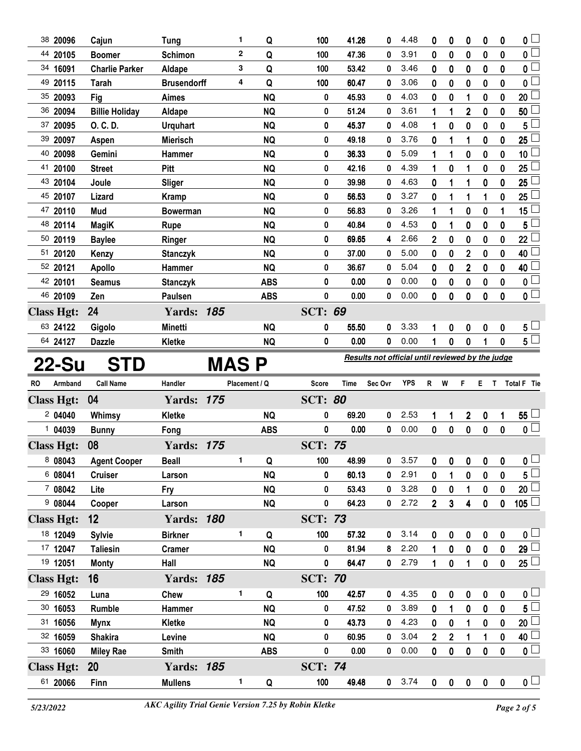| RO | Armband | Call Name | Handler | Placement | Q | Score | Time | Sec Ovr | YPS | R | W | F | E | T | Total F | Tie |
|---|---|---|---|---|---|---|---|---|---|---|---|---|---|---|---|---|
| 38 | 20096 | Cajun | Tung | 1 | Q | 100 | 41.26 | 0 | 4.48 | 0 | 0 | 0 | 0 | 0 | 0 | |
| 44 | 20105 | Boomer | Schimon | 2 | Q | 100 | 47.36 | 0 | 3.91 | 0 | 0 | 0 | 0 | 0 | 0 | |
| 34 | 16091 | Charlie Parker | Aldape | 3 | Q | 100 | 53.42 | 0 | 3.46 | 0 | 0 | 0 | 0 | 0 | 0 | |
| 49 | 20115 | Tarah | Brusendorff | 4 | Q | 100 | 60.47 | 0 | 3.06 | 0 | 0 | 0 | 0 | 0 | 0 | |
| 35 | 20093 | Fig | Aimes | | NQ | 0 | 45.93 | 0 | 4.03 | 0 | 0 | 1 | 0 | 0 | 20 | |
| 36 | 20094 | Billie Holiday | Aldape | | NQ | 0 | 51.24 | 0 | 3.61 | 1 | 1 | 2 | 0 | 0 | 50 | |
| 37 | 20095 | O. C. D. | Urquhart | | NQ | 0 | 45.37 | 0 | 4.08 | 1 | 0 | 0 | 0 | 0 | 5 | |
| 39 | 20097 | Aspen | Mierisch | | NQ | 0 | 49.18 | 0 | 3.76 | 0 | 1 | 1 | 0 | 0 | 25 | |
| 40 | 20098 | Gemini | Hammer | | NQ | 0 | 36.33 | 0 | 5.09 | 1 | 1 | 0 | 0 | 0 | 10 | |
| 41 | 20100 | Street | Pitt | | NQ | 0 | 42.16 | 0 | 4.39 | 1 | 0 | 1 | 0 | 0 | 25 | |
| 43 | 20104 | Joule | Sliger | | NQ | 0 | 39.98 | 0 | 4.63 | 0 | 1 | 1 | 0 | 0 | 25 | |
| 45 | 20107 | Lizard | Kramp | | NQ | 0 | 56.53 | 0 | 3.27 | 0 | 1 | 1 | 1 | 0 | 25 | |
| 47 | 20110 | Mud | Bowerman | | NQ | 0 | 56.83 | 0 | 3.26 | 1 | 1 | 0 | 0 | 1 | 15 | |
| 48 | 20114 | MagiK | Rupe | | NQ | 0 | 40.84 | 0 | 4.53 | 0 | 1 | 0 | 0 | 0 | 5 | |
| 50 | 20119 | Baylee | Ringer | | NQ | 0 | 69.65 | 4 | 2.66 | 2 | 0 | 0 | 0 | 0 | 22 | |
| 51 | 20120 | Kenzy | Stanczyk | | NQ | 0 | 37.00 | 0 | 5.00 | 0 | 0 | 2 | 0 | 0 | 40 | |
| 52 | 20121 | Apollo | Hammer | | NQ | 0 | 36.67 | 0 | 5.04 | 0 | 0 | 2 | 0 | 0 | 40 | |
| 42 | 20101 | Seamus | Stanczyk | | ABS | 0 | 0.00 | 0 | 0.00 | 0 | 0 | 0 | 0 | 0 | 0 | |
| 46 | 20109 | Zen | Paulsen | | ABS | 0 | 0.00 | 0 | 0.00 | 0 | 0 | 0 | 0 | 0 | 0 | |

**Class Hgt: 24 — Yards: 185 — SCT: 69**

| RO | Armband | Call Name | Handler | Placement | Q | Score | Time | Sec Ovr | YPS | R | W | F | E | T | Total F | Tie |
|---|---|---|---|---|---|---|---|---|---|---|---|---|---|---|---|---|
| 63 | 24122 | Gigolo | Minetti | | NQ | 0 | 55.50 | 0 | 3.33 | 1 | 0 | 0 | 0 | 0 | 5 | |
| 64 | 24127 | Dazzle | Kletke | | NQ | 0 | 0.00 | 0 | 0.00 | 1 | 0 | 0 | 1 | 0 | 5 | |

# 22-Su STD MAS P

*Results not official until reviewed by the judge*

**Class Hgt: 04 — Yards: 175 — SCT: 80**

| RO | Armband | Call Name | Handler | Placement | Q | Score | Time | Sec Ovr | YPS | R | W | F | E | T | Total F | Tie |
|---|---|---|---|---|---|---|---|---|---|---|---|---|---|---|---|---|
| 2 | 04040 | Whimsy | Kletke | | NQ | 0 | 69.20 | 0 | 2.53 | 1 | 1 | 2 | 0 | 1 | 55 | |
| 1 | 04039 | Bunny | Fong | | ABS | 0 | 0.00 | 0 | 0.00 | 0 | 0 | 0 | 0 | 0 | 0 | |

**Class Hgt: 08 — Yards: 175 — SCT: 75**

| RO | Armband | Call Name | Handler | Placement | Q | Score | Time | Sec Ovr | YPS | R | W | F | E | T | Total F | Tie |
|---|---|---|---|---|---|---|---|---|---|---|---|---|---|---|---|---|
| 8 | 08043 | Agent Cooper | Beall | 1 | Q | 100 | 48.99 | 0 | 3.57 | 0 | 0 | 0 | 0 | 0 | 0 | |
| 6 | 08041 | Cruiser | Larson | | NQ | 0 | 60.13 | 0 | 2.91 | 0 | 1 | 0 | 0 | 0 | 5 | |
| 7 | 08042 | Lite | Fry | | NQ | 0 | 53.43 | 0 | 3.28 | 0 | 0 | 1 | 0 | 0 | 20 | |
| 9 | 08044 | Cooper | Larson | | NQ | 0 | 64.23 | 0 | 2.72 | 2 | 3 | 4 | 0 | 0 | 105 | |

**Class Hgt: 12 — Yards: 180 — SCT: 73**

| RO | Armband | Call Name | Handler | Placement | Q | Score | Time | Sec Ovr | YPS | R | W | F | E | T | Total F | Tie |
|---|---|---|---|---|---|---|---|---|---|---|---|---|---|---|---|---|
| 18 | 12049 | Sylvie | Birkner | 1 | Q | 100 | 57.32 | 0 | 3.14 | 0 | 0 | 0 | 0 | 0 | 0 | |
| 17 | 12047 | Taliesin | Cramer | | NQ | 0 | 81.94 | 8 | 2.20 | 1 | 0 | 0 | 0 | 0 | 29 | |
| 19 | 12051 | Monty | Hall | | NQ | 0 | 64.47 | 0 | 2.79 | 1 | 0 | 1 | 0 | 0 | 25 | |

**Class Hgt: 16 — Yards: 185 — SCT: 70**

| RO | Armband | Call Name | Handler | Placement | Q | Score | Time | Sec Ovr | YPS | R | W | F | E | T | Total F | Tie |
|---|---|---|---|---|---|---|---|---|---|---|---|---|---|---|---|---|
| 29 | 16052 | Luna | Chew | 1 | Q | 100 | 42.57 | 0 | 4.35 | 0 | 0 | 0 | 0 | 0 | 0 | |
| 30 | 16053 | Rumble | Hammer | | NQ | 0 | 47.52 | 0 | 3.89 | 0 | 1 | 0 | 0 | 0 | 5 | |
| 31 | 16056 | Mynx | Kletke | | NQ | 0 | 43.73 | 0 | 4.23 | 0 | 0 | 1 | 0 | 0 | 20 | |
| 32 | 16059 | Shakira | Levine | | NQ | 0 | 60.95 | 0 | 3.04 | 2 | 2 | 1 | 1 | 0 | 40 | |
| 33 | 16060 | Miley Rae | Smith | | ABS | 0 | 0.00 | 0 | 0.00 | 0 | 0 | 0 | 0 | 0 | 0 | |

**Class Hgt: 20 — Yards: 185 — SCT: 74**

| RO | Armband | Call Name | Handler | Placement | Q | Score | Time | Sec Ovr | YPS | R | W | F | E | T | Total F | Tie |
|---|---|---|---|---|---|---|---|---|---|---|---|---|---|---|---|---|
| 61 | 20066 | Finn | Mullens | 1 | Q | 100 | 49.48 | 0 | 3.74 | 0 | 0 | 0 | 0 | 0 | 0 | |

*5/23/2022* — *AKC Agility Trial Genie Version 7.25 by Robin Kletke*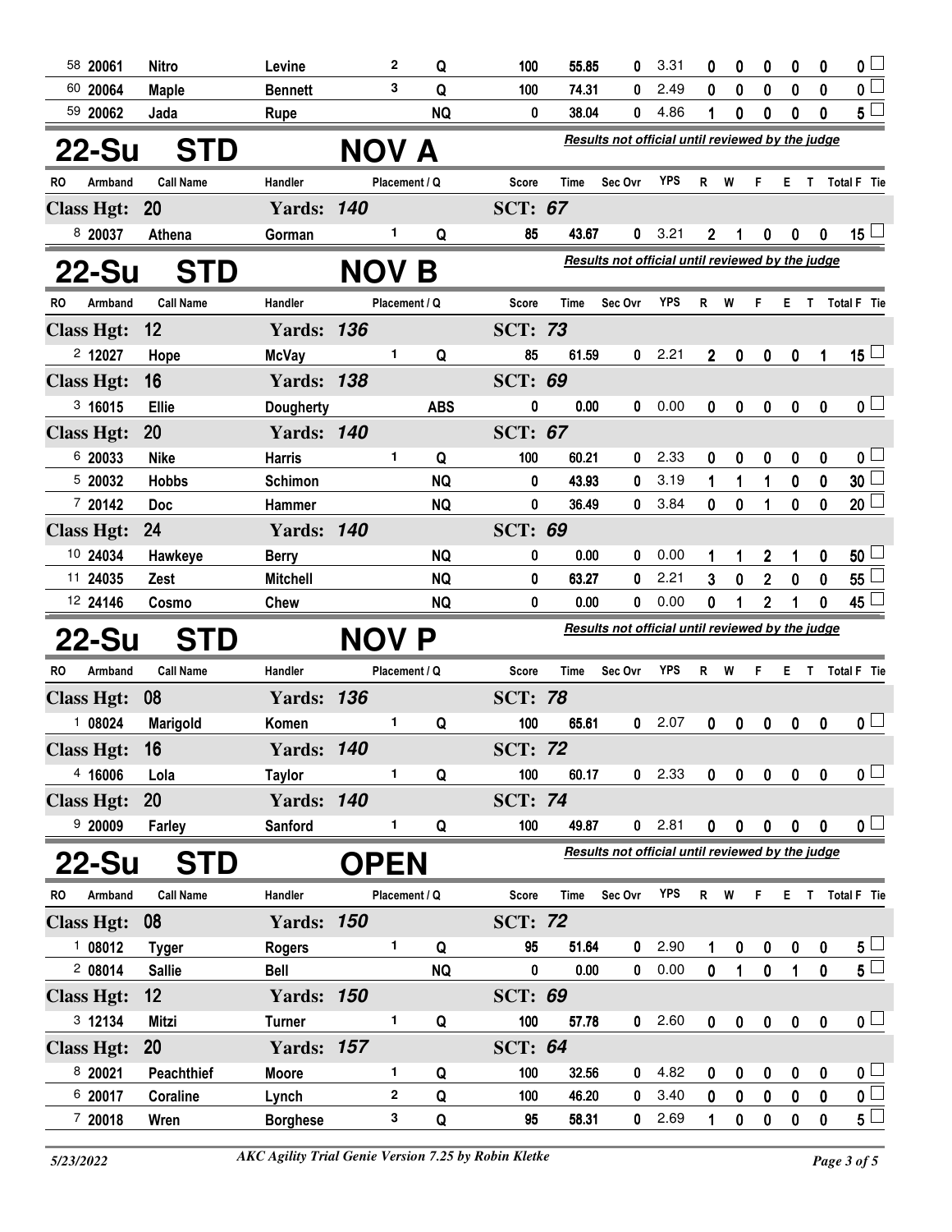| RO | Armband | Call Name | Handler | Placement | Q | Score | Time | Sec Ovr | YPS | R | W | F | E | T | Total F | Tie |
|---|---|---|---|---|---|---|---|---|---|---|---|---|---|---|---|---|
| 58 | 20061 | Nitro | Levine | 2 | Q | 100 | 55.85 | 0 | 3.31 | 0 | 0 | 0 | 0 | 0 | 0 | |
| 60 | 20064 | Maple | Bennett | 3 | Q | 100 | 74.31 | 0 | 2.49 | 0 | 0 | 0 | 0 | 0 | 0 | |
| 59 | 20062 | Jada | Rupe | | NQ | 0 | 38.04 | 0 | 4.86 | 1 | 0 | 0 | 0 | 0 | 5 | |

## 22-Su STD NOV A

*Results not official until reviewed by the judge*

| RO | Armband | Call Name | Handler | Placement | Q | Score | Time | Sec Ovr | YPS | R | W | F | E | T | Total F | Tie |
|---|---|---|---|---|---|---|---|---|---|---|---|---|---|---|---|---|
| **Class Hgt: 20** | | | **Yards: 140** | | | **SCT: 67** | | | | | | | | | | |
| 8 | 20037 | Athena | Gorman | 1 | Q | 85 | 43.67 | 0 | 3.21 | 2 | 1 | 0 | 0 | 0 | 15 | |

## 22-Su STD NOV B

*Results not official until reviewed by the judge*

| RO | Armband | Call Name | Handler | Placement | Q | Score | Time | Sec Ovr | YPS | R | W | F | E | T | Total F | Tie |
|---|---|---|---|---|---|---|---|---|---|---|---|---|---|---|---|---|
| **Class Hgt: 12** | | | **Yards: 136** | | | **SCT: 73** | | | | | | | | | | |
| 2 | 12027 | Hope | McVay | 1 | Q | 85 | 61.59 | 0 | 2.21 | 2 | 0 | 0 | 0 | 1 | 15 | |
| **Class Hgt: 16** | | | **Yards: 138** | | | **SCT: 69** | | | | | | | | | | |
| 3 | 16015 | Ellie | Dougherty | | ABS | 0 | 0.00 | 0 | 0.00 | 0 | 0 | 0 | 0 | 0 | 0 | |
| **Class Hgt: 20** | | | **Yards: 140** | | | **SCT: 67** | | | | | | | | | | |
| 6 | 20033 | Nike | Harris | 1 | Q | 100 | 60.21 | 0 | 2.33 | 0 | 0 | 0 | 0 | 0 | 0 | |
| 5 | 20032 | Hobbs | Schimon | | NQ | 0 | 43.93 | 0 | 3.19 | 1 | 1 | 1 | 0 | 0 | 30 | |
| 7 | 20142 | Doc | Hammer | | NQ | 0 | 36.49 | 0 | 3.84 | 0 | 0 | 1 | 0 | 0 | 20 | |
| **Class Hgt: 24** | | | **Yards: 140** | | | **SCT: 69** | | | | | | | | | | |
| 10 | 24034 | Hawkeye | Berry | | NQ | 0 | 0.00 | 0 | 0.00 | 1 | 1 | 2 | 1 | 0 | 50 | |
| 11 | 24035 | Zest | Mitchell | | NQ | 0 | 63.27 | 0 | 2.21 | 3 | 0 | 2 | 0 | 0 | 55 | |
| 12 | 24146 | Cosmo | Chew | | NQ | 0 | 0.00 | 0 | 0.00 | 0 | 1 | 2 | 1 | 0 | 45 | |

## 22-Su STD NOV P

*Results not official until reviewed by the judge*

| RO | Armband | Call Name | Handler | Placement | Q | Score | Time | Sec Ovr | YPS | R | W | F | E | T | Total F | Tie |
|---|---|---|---|---|---|---|---|---|---|---|---|---|---|---|---|---|
| **Class Hgt: 08** | | | **Yards: 136** | | | **SCT: 78** | | | | | | | | | | |
| 1 | 08024 | Marigold | Komen | 1 | Q | 100 | 65.61 | 0 | 2.07 | 0 | 0 | 0 | 0 | 0 | 0 | |
| **Class Hgt: 16** | | | **Yards: 140** | | | **SCT: 72** | | | | | | | | | | |
| 4 | 16006 | Lola | Taylor | 1 | Q | 100 | 60.17 | 0 | 2.33 | 0 | 0 | 0 | 0 | 0 | 0 | |
| **Class Hgt: 20** | | | **Yards: 140** | | | **SCT: 74** | | | | | | | | | | |
| 9 | 20009 | Farley | Sanford | 1 | Q | 100 | 49.87 | 0 | 2.81 | 0 | 0 | 0 | 0 | 0 | 0 | |

## 22-Su STD OPEN

*Results not official until reviewed by the judge*

| RO | Armband | Call Name | Handler | Placement | Q | Score | Time | Sec Ovr | YPS | R | W | F | E | T | Total F | Tie |
|---|---|---|---|---|---|---|---|---|---|---|---|---|---|---|---|---|
| **Class Hgt: 08** | | | **Yards: 150** | | | **SCT: 72** | | | | | | | | | | |
| 1 | 08012 | Tyger | Rogers | 1 | Q | 95 | 51.64 | 0 | 2.90 | 1 | 0 | 0 | 0 | 0 | 5 | |
| 2 | 08014 | Sallie | Bell | | NQ | 0 | 0.00 | 0 | 0.00 | 0 | 1 | 0 | 1 | 0 | 5 | |
| **Class Hgt: 12** | | | **Yards: 150** | | | **SCT: 69** | | | | | | | | | | |
| 3 | 12134 | Mitzi | Turner | 1 | Q | 100 | 57.78 | 0 | 2.60 | 0 | 0 | 0 | 0 | 0 | 0 | |
| **Class Hgt: 20** | | | **Yards: 157** | | | **SCT: 64** | | | | | | | | | | |
| 8 | 20021 | Peachthief | Moore | 1 | Q | 100 | 32.56 | 0 | 4.82 | 0 | 0 | 0 | 0 | 0 | 0 | |
| 6 | 20017 | Coraline | Lynch | 2 | Q | 100 | 46.20 | 0 | 3.40 | 0 | 0 | 0 | 0 | 0 | 0 | |
| 7 | 20018 | Wren | Borghese | 3 | Q | 95 | 58.31 | 0 | 2.69 | 1 | 0 | 0 | 0 | 0 | 5 | |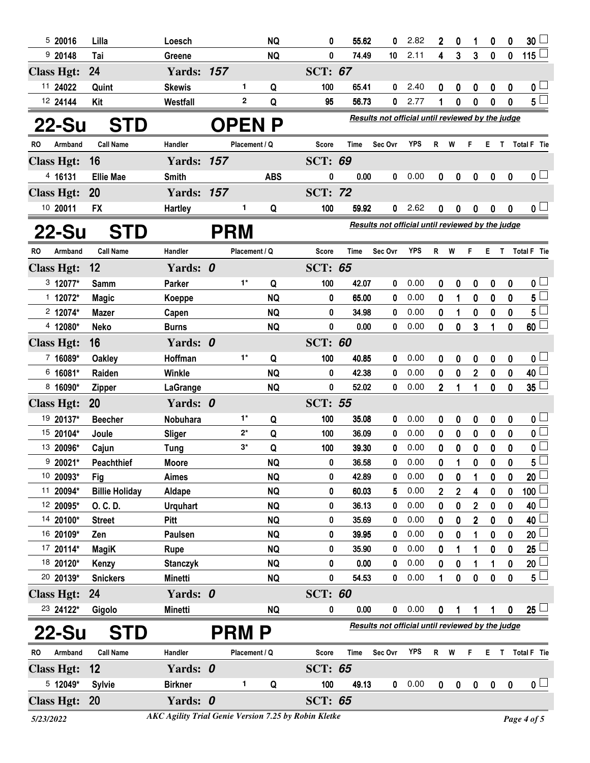| RO | Armband | Call Name | Handler | Placement | Q | Score | Time | Sec Ovr | YPS | R | W | F | E | T | Total F | Tie |
|---|---|---|---|---|---|---|---|---|---|---|---|---|---|---|---|---|
| 5 | 20016 | Lilla | Loesch | | NQ | 0 | 55.62 | 0 | 2.82 | 2 | 0 | 1 | 0 | 0 | 30 | ☐ |
| 9 | 20148 | Tai | Greene | | NQ | 0 | 74.49 | 10 | 2.11 | 4 | 3 | 3 | 0 | 0 | 115 | ☐ |
| **Class Hgt: 24** | | | **Yards: 157** | | | **SCT: 67** | | | | | | | | | | |
| 11 | 24022 | Quint | Skewis | 1 | Q | 100 | 65.41 | 0 | 2.40 | 0 | 0 | 0 | 0 | 0 | 0 | ☐ |
| 12 | 24144 | Kit | Westfall | 2 | Q | 95 | 56.73 | 0 | 2.77 | 1 | 0 | 0 | 0 | 0 | 5 | ☐ |

## 22-Su STD OPEN P

*Results not official until reviewed by the judge*

| RO | Armband | Call Name | Handler | Placement | Q | Score | Time | Sec Ovr | YPS | R | W | F | E | T | Total F | Tie |
|---|---|---|---|---|---|---|---|---|---|---|---|---|---|---|---|---|
| **Class Hgt: 16** | | | **Yards: 157** | | | **SCT: 69** | | | | | | | | | | |
| 4 | 16131 | Ellie Mae | Smith | | ABS | 0 | 0.00 | 0 | 0.00 | 0 | 0 | 0 | 0 | 0 | 0 | ☐ |
| **Class Hgt: 20** | | | **Yards: 157** | | | **SCT: 72** | | | | | | | | | | |
| 10 | 20011 | FX | Hartley | 1 | Q | 100 | 59.92 | 0 | 2.62 | 0 | 0 | 0 | 0 | 0 | 0 | ☐ |

## 22-Su STD PRM

*Results not official until reviewed by the judge*

| RO | Armband | Call Name | Handler | Placement | Q | Score | Time | Sec Ovr | YPS | R | W | F | E | T | Total F | Tie |
|---|---|---|---|---|---|---|---|---|---|---|---|---|---|---|---|---|
| **Class Hgt: 12** | | | **Yards: 0** | | | **SCT: 65** | | | | | | | | | | |
| 3 | 12077* | Samm | Parker | 1* | Q | 100 | 42.07 | 0 | 0.00 | 0 | 0 | 0 | 0 | 0 | 0 | ☐ |
| 1 | 12072* | Magic | Koeppe | | NQ | 0 | 65.00 | 0 | 0.00 | 0 | 1 | 0 | 0 | 0 | 5 | ☐ |
| 2 | 12074* | Mazer | Capen | | NQ | 0 | 34.98 | 0 | 0.00 | 0 | 1 | 0 | 0 | 0 | 5 | ☐ |
| 4 | 12080* | Neko | Burns | | NQ | 0 | 0.00 | 0 | 0.00 | 0 | 0 | 3 | 1 | 0 | 60 | ☐ |
| **Class Hgt: 16** | | | **Yards: 0** | | | **SCT: 60** | | | | | | | | | | |
| 7 | 16089* | Oakley | Hoffman | 1* | Q | 100 | 40.85 | 0 | 0.00 | 0 | 0 | 0 | 0 | 0 | 0 | ☐ |
| 6 | 16081* | Raiden | Winkle | | NQ | 0 | 42.38 | 0 | 0.00 | 0 | 0 | 2 | 0 | 0 | 40 | ☐ |
| 8 | 16090* | Zipper | LaGrange | | NQ | 0 | 52.02 | 0 | 0.00 | 2 | 1 | 1 | 0 | 0 | 35 | ☐ |
| **Class Hgt: 20** | | | **Yards: 0** | | | **SCT: 55** | | | | | | | | | | |
| 19 | 20137* | Beecher | Nobuhara | 1* | Q | 100 | 35.08 | 0 | 0.00 | 0 | 0 | 0 | 0 | 0 | 0 | ☐ |
| 15 | 20104* | Joule | Sliger | 2* | Q | 100 | 36.09 | 0 | 0.00 | 0 | 0 | 0 | 0 | 0 | 0 | ☐ |
| 13 | 20096* | Cajun | Tung | 3* | Q | 100 | 39.30 | 0 | 0.00 | 0 | 0 | 0 | 0 | 0 | 0 | ☐ |
| 9 | 20021* | Peachthief | Moore | | NQ | 0 | 36.58 | 0 | 0.00 | 0 | 1 | 0 | 0 | 0 | 5 | ☐ |
| 10 | 20093* | Fig | Aimes | | NQ | 0 | 42.89 | 0 | 0.00 | 0 | 0 | 1 | 0 | 0 | 20 | ☐ |
| 11 | 20094* | Billie Holiday | Aldape | | NQ | 0 | 60.03 | 5 | 0.00 | 2 | 2 | 4 | 0 | 0 | 100 | ☐ |
| 12 | 20095* | O. C. D. | Urquhart | | NQ | 0 | 36.13 | 0 | 0.00 | 0 | 0 | 2 | 0 | 0 | 40 | ☐ |
| 14 | 20100* | Street | Pitt | | NQ | 0 | 35.69 | 0 | 0.00 | 0 | 0 | 2 | 0 | 0 | 40 | ☐ |
| 16 | 20109* | Zen | Paulsen | | NQ | 0 | 39.95 | 0 | 0.00 | 0 | 0 | 1 | 0 | 0 | 20 | ☐ |
| 17 | 20114* | MagiK | Rupe | | NQ | 0 | 35.90 | 0 | 0.00 | 0 | 1 | 1 | 0 | 0 | 25 | ☐ |
| 18 | 20120* | Kenzy | Stanczyk | | NQ | 0 | 0.00 | 0 | 0.00 | 0 | 0 | 1 | 1 | 0 | 20 | ☐ |
| 20 | 20139* | Snickers | Minetti | | NQ | 0 | 54.53 | 0 | 0.00 | 1 | 0 | 0 | 0 | 0 | 5 | ☐ |
| **Class Hgt: 24** | | | **Yards: 0** | | | **SCT: 60** | | | | | | | | | | |
| 23 | 24122* | Gigolo | Minetti | | NQ | 0 | 0.00 | 0 | 0.00 | 0 | 1 | 1 | 1 | 0 | 25 | ☐ |

## 22-Su STD PRM P

*Results not official until reviewed by the judge*

| RO | Armband | Call Name | Handler | Placement | Q | Score | Time | Sec Ovr | YPS | R | W | F | E | T | Total F | Tie |
|---|---|---|---|---|---|---|---|---|---|---|---|---|---|---|---|---|
| **Class Hgt: 12** | | | **Yards: 0** | | | **SCT: 65** | | | | | | | | | | |
| 5 | 12049* | Sylvie | Birkner | 1 | Q | 100 | 49.13 | 0 | 0.00 | 0 | 0 | 0 | 0 | 0 | 0 | ☐ |
| **Class Hgt: 20** | | | **Yards: 0** | | | **SCT: 65** | | | | | | | | | | |

5/23/2022 — *AKC Agility Trial Genie Version 7.25 by Robin Kletke*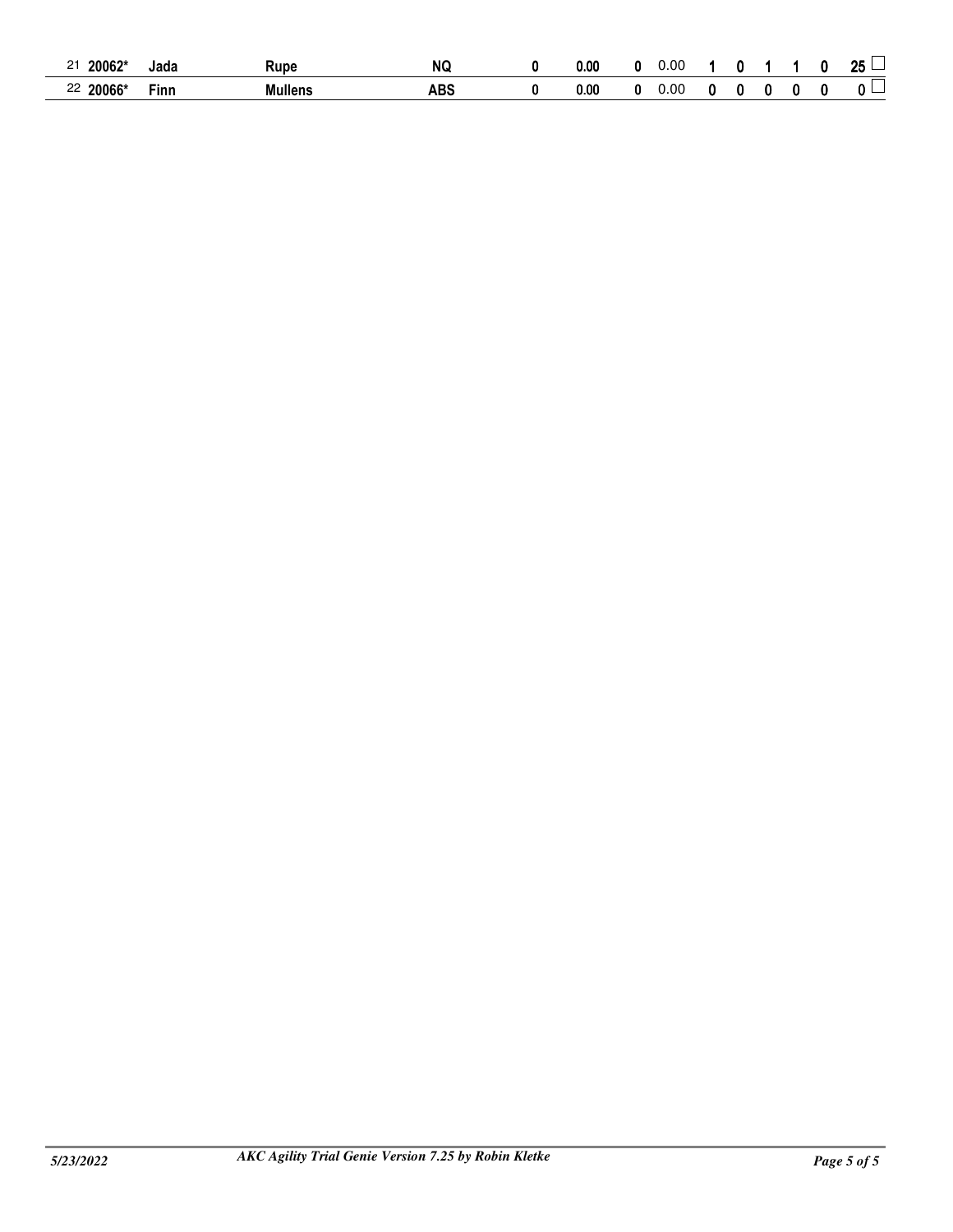| | | | | | | | | | | | | | | |
|---|---|---|---|---|---|---|---|---|---|---|---|---|---|---|
| 21 | 20062* | Jada | Rupe | NQ | 0 | 0.00 | 0 | 0.00 | 1 | 0 | 1 | 1 | 0 | 25 ☐ |
| 22 | 20066* | Finn | Mullens | ABS | 0 | 0.00 | 0 | 0.00 | 0 | 0 | 0 | 0 | 0 | 0 ☐ |

*5/23/2022* *AKC Agility Trial Genie Version 7.25 by Robin Kletke*